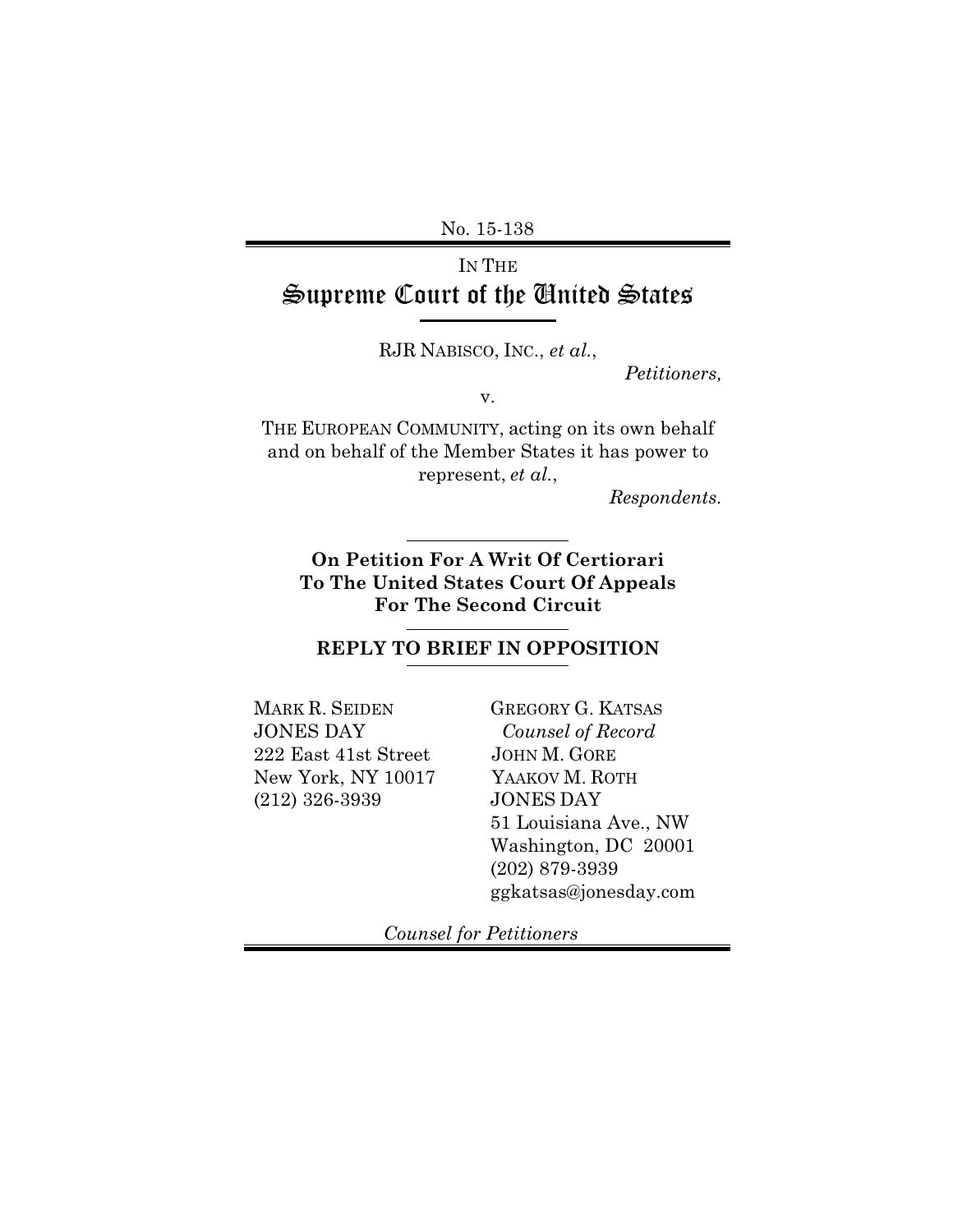No. 15-138

IN THE
# Supreme Court of the United States

RJR NABISCO, INC., *et al.*,

*Petitioners,*

v.

THE EUROPEAN COMMUNITY, acting on its own behalf and on behalf of the Member States it has power to represent, *et al.*,

*Respondents.*

**On Petition For A Writ Of Certiorari To The United States Court Of Appeals For The Second Circuit**

**REPLY TO BRIEF IN OPPOSITION**

MARK R. SEIDEN
JONES DAY
222 East 41st Street
New York, NY 10017
(212) 326-3939

GREGORY G. KATSAS
*Counsel of Record*
JOHN M. GORE
YAAKOV M. ROTH
JONES DAY
51 Louisiana Ave., NW
Washington, DC 20001
(202) 879-3939
ggkatsas@jonesday.com

*Counsel for Petitioners*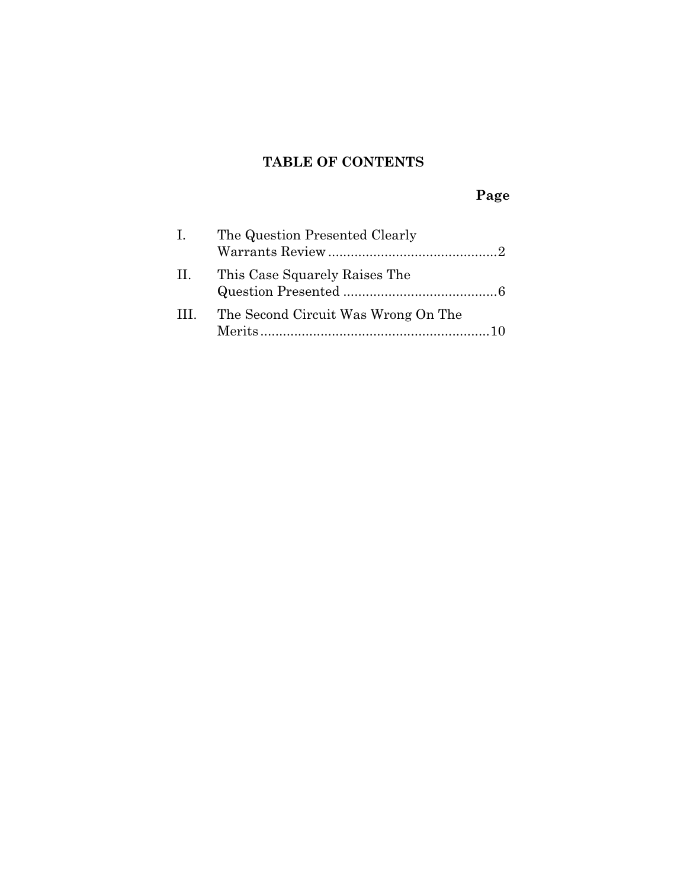# TABLE OF CONTENTS

**Page**

I. The Question Presented Clearly Warrants Review ............................................. 2

II. This Case Squarely Raises The Question Presented ......................................... 6

III. The Second Circuit Was Wrong On The Merits ............................................................. 10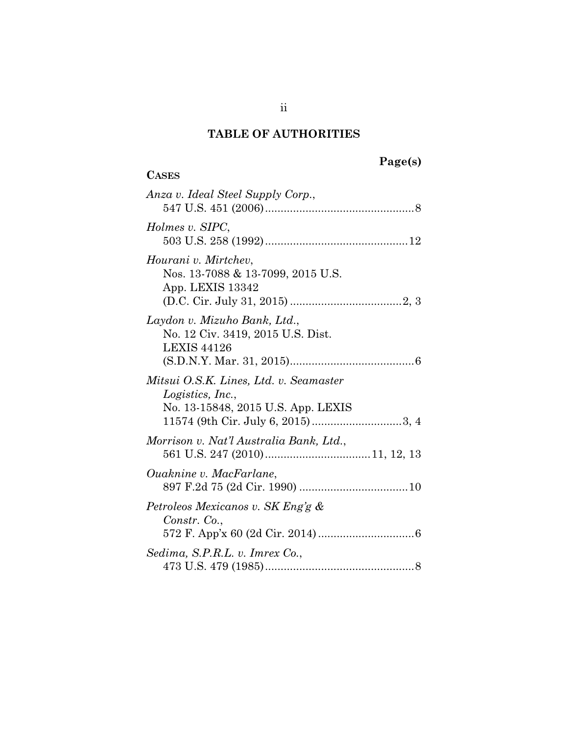## TABLE OF AUTHORITIES

**Page(s)**

**CASES**

*Anza v. Ideal Steel Supply Corp.*, 547 U.S. 451 (2006) ........ 8

*Holmes v. SIPC*, 503 U.S. 258 (1992) ........ 12

*Hourani v. Mirtchev*, Nos. 13-7088 & 13-7099, 2015 U.S. App. LEXIS 13342 (D.C. Cir. July 31, 2015) ........ 2, 3

*Laydon v. Mizuho Bank, Ltd.*, No. 12 Civ. 3419, 2015 U.S. Dist. LEXIS 44126 (S.D.N.Y. Mar. 31, 2015) ........ 6

*Mitsui O.S.K. Lines, Ltd. v. Seamaster Logistics, Inc.*, No. 13-15848, 2015 U.S. App. LEXIS 11574 (9th Cir. July 6, 2015) ........ 3, 4

*Morrison v. Nat'l Australia Bank, Ltd.*, 561 U.S. 247 (2010) ........ 11, 12, 13

*Ouaknine v. MacFarlane*, 897 F.2d 75 (2d Cir. 1990) ........ 10

*Petroleos Mexicanos v. SK Eng'g & Constr. Co.*, 572 F. App'x 60 (2d Cir. 2014) ........ 6

*Sedima, S.P.R.L. v. Imrex Co.*, 473 U.S. 479 (1985) ........ 8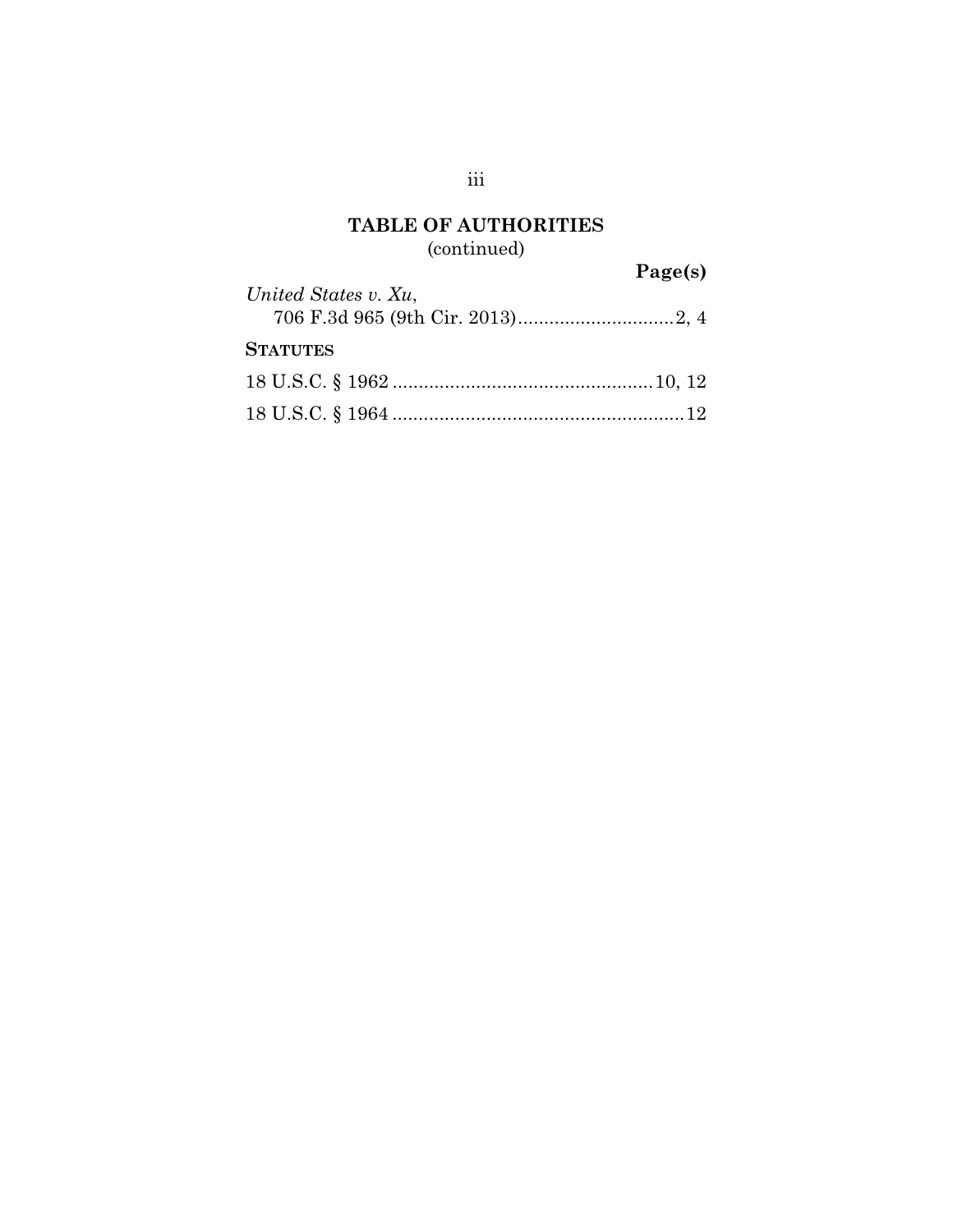## TABLE OF AUTHORITIES
(continued)

**Page(s)**

*United States v. Xu*,
706 F.3d 965 (9th Cir. 2013)..............................2, 4

**STATUTES**

18 U.S.C. § 1962 ..................................................10, 12

18 U.S.C. § 1964 ........................................................12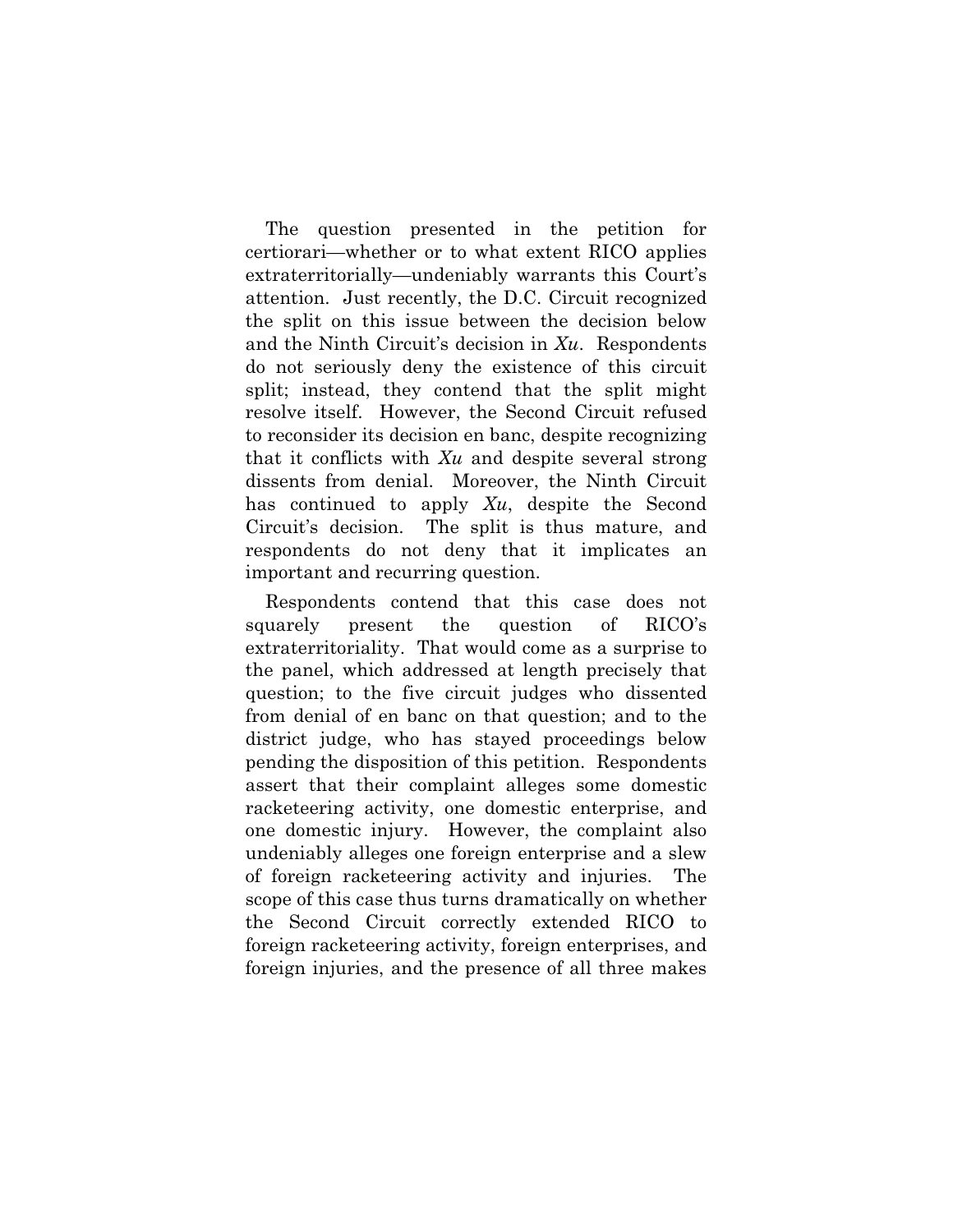The question presented in the petition for certiorari—whether or to what extent RICO applies extraterritorially—undeniably warrants this Court's attention. Just recently, the D.C. Circuit recognized the split on this issue between the decision below and the Ninth Circuit's decision in *Xu*. Respondents do not seriously deny the existence of this circuit split; instead, they contend that the split might resolve itself. However, the Second Circuit refused to reconsider its decision en banc, despite recognizing that it conflicts with *Xu* and despite several strong dissents from denial. Moreover, the Ninth Circuit has continued to apply *Xu*, despite the Second Circuit's decision. The split is thus mature, and respondents do not deny that it implicates an important and recurring question.

Respondents contend that this case does not squarely present the question of RICO's extraterritoriality. That would come as a surprise to the panel, which addressed at length precisely that question; to the five circuit judges who dissented from denial of en banc on that question; and to the district judge, who has stayed proceedings below pending the disposition of this petition. Respondents assert that their complaint alleges some domestic racketeering activity, one domestic enterprise, and one domestic injury. However, the complaint also undeniably alleges one foreign enterprise and a slew of foreign racketeering activity and injuries. The scope of this case thus turns dramatically on whether the Second Circuit correctly extended RICO to foreign racketeering activity, foreign enterprises, and foreign injuries, and the presence of all three makes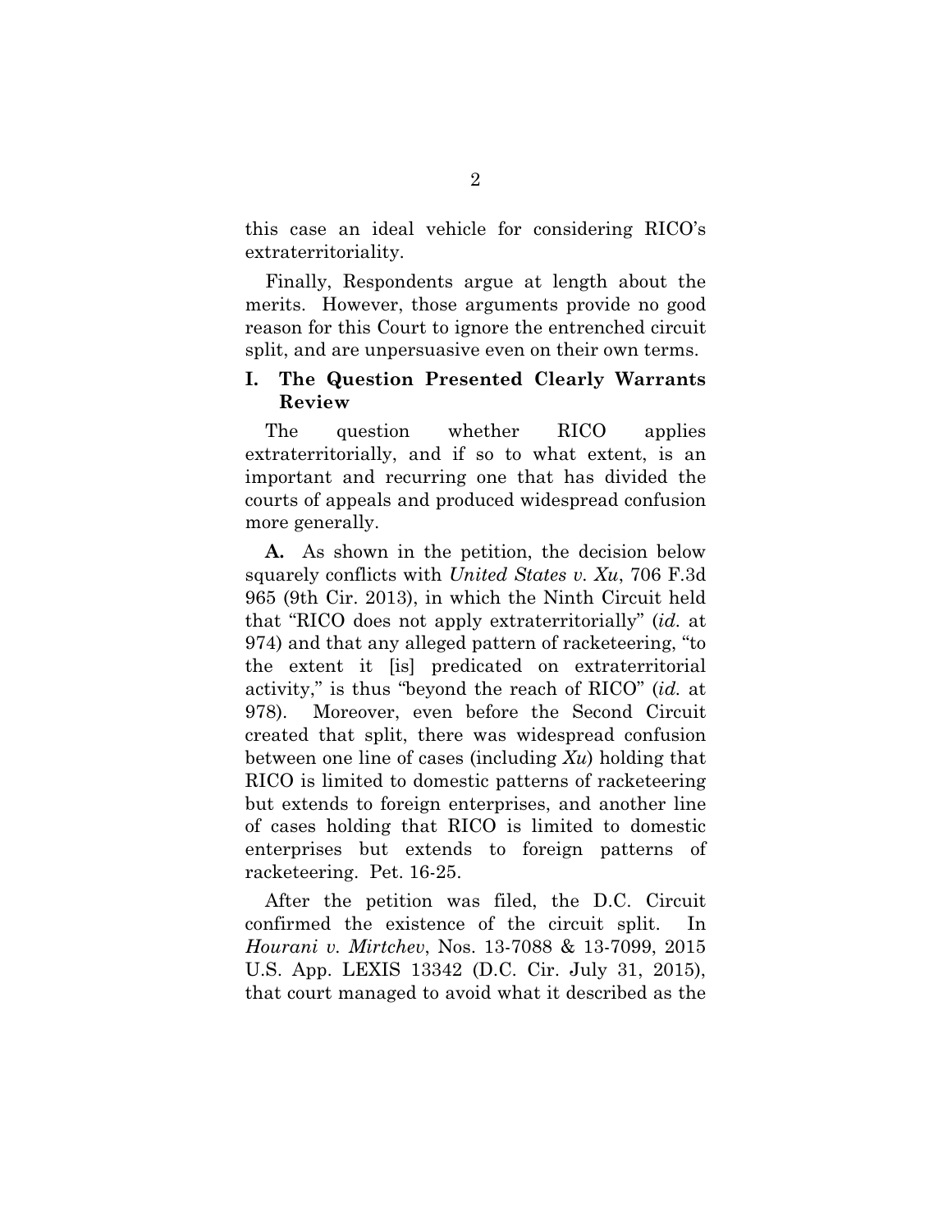this case an ideal vehicle for considering RICO's extraterritoriality.

Finally, Respondents argue at length about the merits. However, those arguments provide no good reason for this Court to ignore the entrenched circuit split, and are unpersuasive even on their own terms.

## I. The Question Presented Clearly Warrants Review

The question whether RICO applies extraterritorially, and if so to what extent, is an important and recurring one that has divided the courts of appeals and produced widespread confusion more generally.

**A.** As shown in the petition, the decision below squarely conflicts with *United States v. Xu*, 706 F.3d 965 (9th Cir. 2013), in which the Ninth Circuit held that "RICO does not apply extraterritorially" (*id.* at 974) and that any alleged pattern of racketeering, "to the extent it [is] predicated on extraterritorial activity," is thus "beyond the reach of RICO" (*id.* at 978). Moreover, even before the Second Circuit created that split, there was widespread confusion between one line of cases (including *Xu*) holding that RICO is limited to domestic patterns of racketeering but extends to foreign enterprises, and another line of cases holding that RICO is limited to domestic enterprises but extends to foreign patterns of racketeering. Pet. 16-25.

After the petition was filed, the D.C. Circuit confirmed the existence of the circuit split. In *Hourani v. Mirtchev*, Nos. 13-7088 & 13-7099, 2015 U.S. App. LEXIS 13342 (D.C. Cir. July 31, 2015), that court managed to avoid what it described as the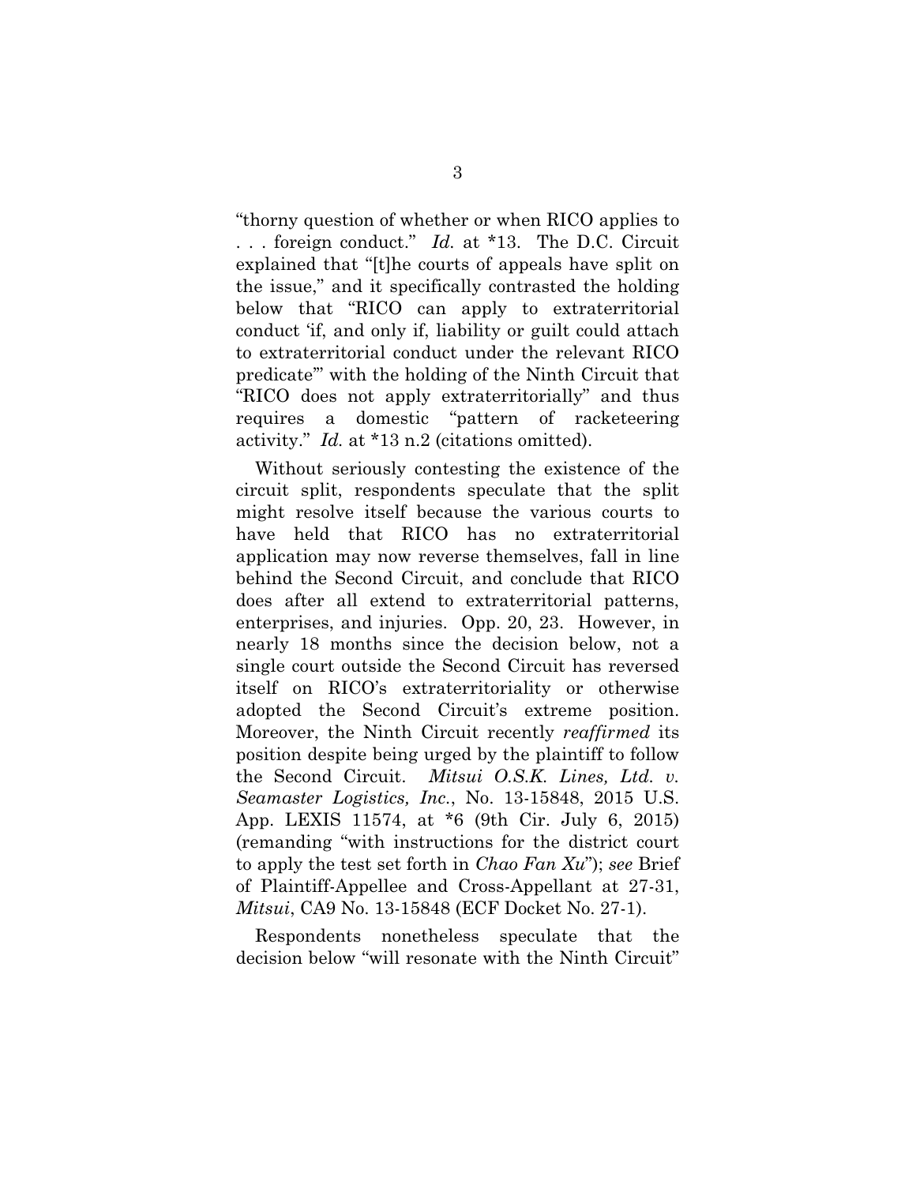"thorny question of whether or when RICO applies to . . . foreign conduct." *Id.* at *13. The D.C. Circuit explained that "[t]he courts of appeals have split on the issue," and it specifically contrasted the holding below that "RICO can apply to extraterritorial conduct 'if, and only if, liability or guilt could attach to extraterritorial conduct under the relevant RICO predicate'" with the holding of the Ninth Circuit that "RICO does not apply extraterritorially" and thus requires a domestic "pattern of racketeering activity." *Id.* at *13 n.2 (citations omitted).

Without seriously contesting the existence of the circuit split, respondents speculate that the split might resolve itself because the various courts to have held that RICO has no extraterritorial application may now reverse themselves, fall in line behind the Second Circuit, and conclude that RICO does after all extend to extraterritorial patterns, enterprises, and injuries. Opp. 20, 23. However, in nearly 18 months since the decision below, not a single court outside the Second Circuit has reversed itself on RICO's extraterritoriality or otherwise adopted the Second Circuit's extreme position. Moreover, the Ninth Circuit recently *reaffirmed* its position despite being urged by the plaintiff to follow the Second Circuit. *Mitsui O.S.K. Lines, Ltd. v. Seamaster Logistics, Inc.*, No. 13-15848, 2015 U.S. App. LEXIS 11574, at *6 (9th Cir. July 6, 2015) (remanding "with instructions for the district court to apply the test set forth in *Chao Fan Xu*"); *see* Brief of Plaintiff-Appellee and Cross-Appellant at 27-31, *Mitsui*, CA9 No. 13-15848 (ECF Docket No. 27-1).

Respondents nonetheless speculate that the decision below "will resonate with the Ninth Circuit"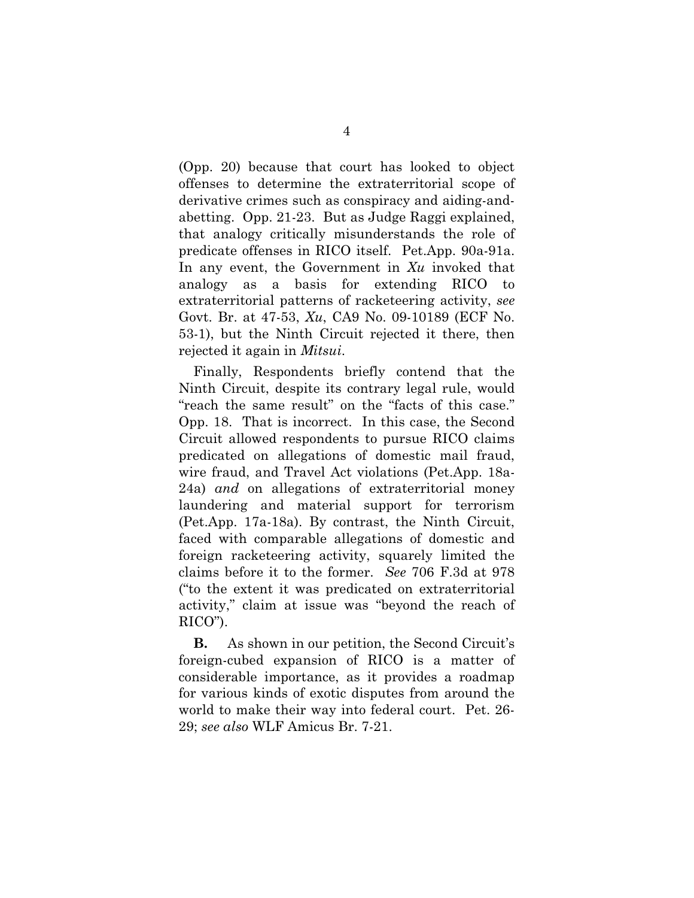(Opp. 20) because that court has looked to object offenses to determine the extraterritorial scope of derivative crimes such as conspiracy and aiding-and-abetting. Opp. 21-23. But as Judge Raggi explained, that analogy critically misunderstands the role of predicate offenses in RICO itself. Pet.App. 90a-91a. In any event, the Government in *Xu* invoked that analogy as a basis for extending RICO to extraterritorial patterns of racketeering activity, *see* Govt. Br. at 47-53, *Xu*, CA9 No. 09-10189 (ECF No. 53-1), but the Ninth Circuit rejected it there, then rejected it again in *Mitsui*.

Finally, Respondents briefly contend that the Ninth Circuit, despite its contrary legal rule, would "reach the same result" on the "facts of this case." Opp. 18. That is incorrect. In this case, the Second Circuit allowed respondents to pursue RICO claims predicated on allegations of domestic mail fraud, wire fraud, and Travel Act violations (Pet.App. 18a-24a) *and* on allegations of extraterritorial money laundering and material support for terrorism (Pet.App. 17a-18a). By contrast, the Ninth Circuit, faced with comparable allegations of domestic and foreign racketeering activity, squarely limited the claims before it to the former. *See* 706 F.3d at 978 ("to the extent it was predicated on extraterritorial activity," claim at issue was "beyond the reach of RICO").

**B.** As shown in our petition, the Second Circuit's foreign-cubed expansion of RICO is a matter of considerable importance, as it provides a roadmap for various kinds of exotic disputes from around the world to make their way into federal court. Pet. 26-29; *see also* WLF Amicus Br. 7-21.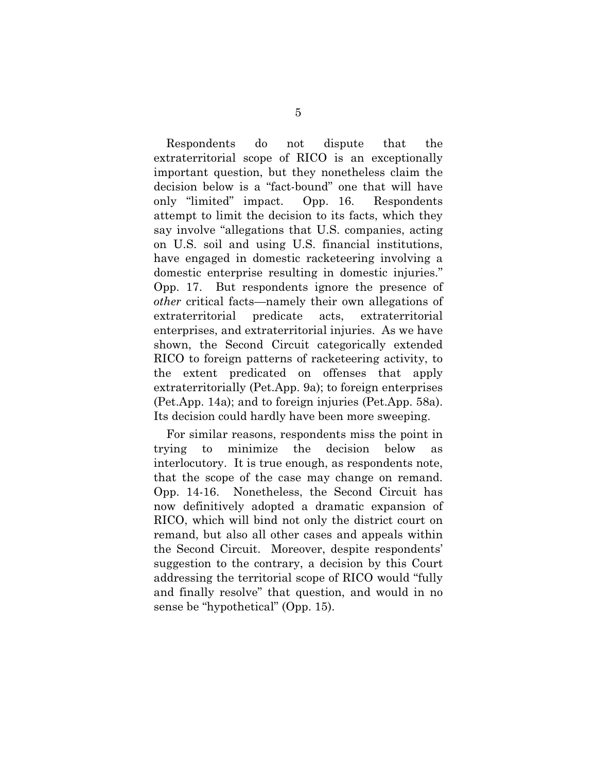Respondents do not dispute that the extraterritorial scope of RICO is an exceptionally important question, but they nonetheless claim the decision below is a "fact-bound" one that will have only "limited" impact. Opp. 16. Respondents attempt to limit the decision to its facts, which they say involve "allegations that U.S. companies, acting on U.S. soil and using U.S. financial institutions, have engaged in domestic racketeering involving a domestic enterprise resulting in domestic injuries." Opp. 17. But respondents ignore the presence of *other* critical facts—namely their own allegations of extraterritorial predicate acts, extraterritorial enterprises, and extraterritorial injuries. As we have shown, the Second Circuit categorically extended RICO to foreign patterns of racketeering activity, to the extent predicated on offenses that apply extraterritorially (Pet.App. 9a); to foreign enterprises (Pet.App. 14a); and to foreign injuries (Pet.App. 58a). Its decision could hardly have been more sweeping.

For similar reasons, respondents miss the point in trying to minimize the decision below as interlocutory. It is true enough, as respondents note, that the scope of the case may change on remand. Opp. 14-16. Nonetheless, the Second Circuit has now definitively adopted a dramatic expansion of RICO, which will bind not only the district court on remand, but also all other cases and appeals within the Second Circuit. Moreover, despite respondents' suggestion to the contrary, a decision by this Court addressing the territorial scope of RICO would "fully and finally resolve" that question, and would in no sense be "hypothetical" (Opp. 15).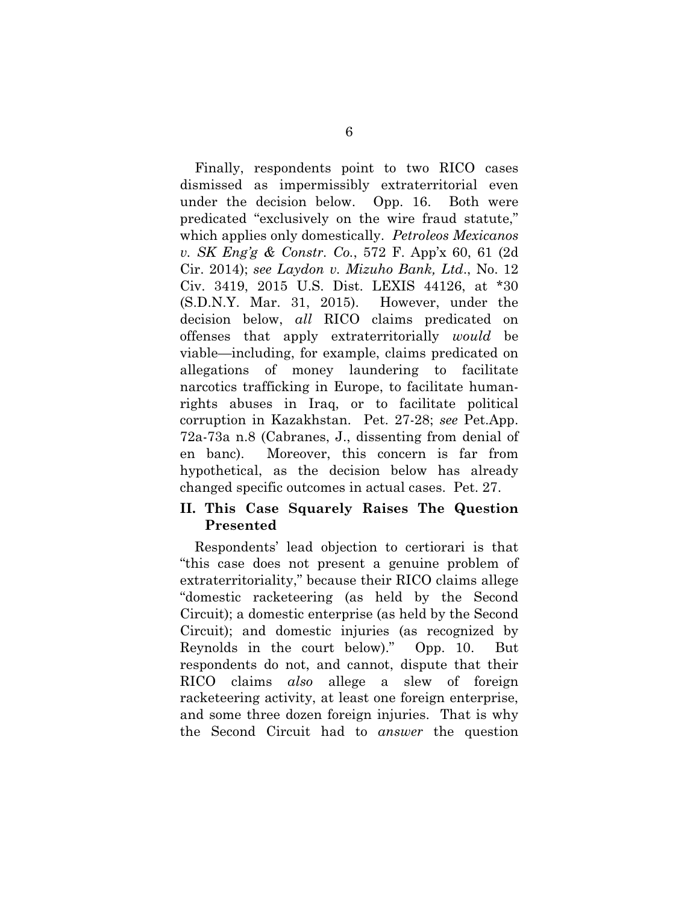Finally, respondents point to two RICO cases dismissed as impermissibly extraterritorial even under the decision below. Opp. 16. Both were predicated "exclusively on the wire fraud statute," which applies only domestically. *Petroleos Mexicanos v. SK Eng'g & Constr. Co.*, 572 F. App'x 60, 61 (2d Cir. 2014); *see Laydon v. Mizuho Bank, Ltd*., No. 12 Civ. 3419, 2015 U.S. Dist. LEXIS 44126, at *30 (S.D.N.Y. Mar. 31, 2015). However, under the decision below, *all* RICO claims predicated on offenses that apply extraterritorially *would* be viable—including, for example, claims predicated on allegations of money laundering to facilitate narcotics trafficking in Europe, to facilitate human-rights abuses in Iraq, or to facilitate political corruption in Kazakhstan. Pet. 27-28; *see* Pet.App. 72a-73a n.8 (Cabranes, J., dissenting from denial of en banc). Moreover, this concern is far from hypothetical, as the decision below has already changed specific outcomes in actual cases. Pet. 27.

## II. This Case Squarely Raises The Question Presented

Respondents' lead objection to certiorari is that "this case does not present a genuine problem of extraterritoriality," because their RICO claims allege "domestic racketeering (as held by the Second Circuit); a domestic enterprise (as held by the Second Circuit); and domestic injuries (as recognized by Reynolds in the court below)." Opp. 10. But respondents do not, and cannot, dispute that their RICO claims *also* allege a slew of foreign racketeering activity, at least one foreign enterprise, and some three dozen foreign injuries. That is why the Second Circuit had to *answer* the question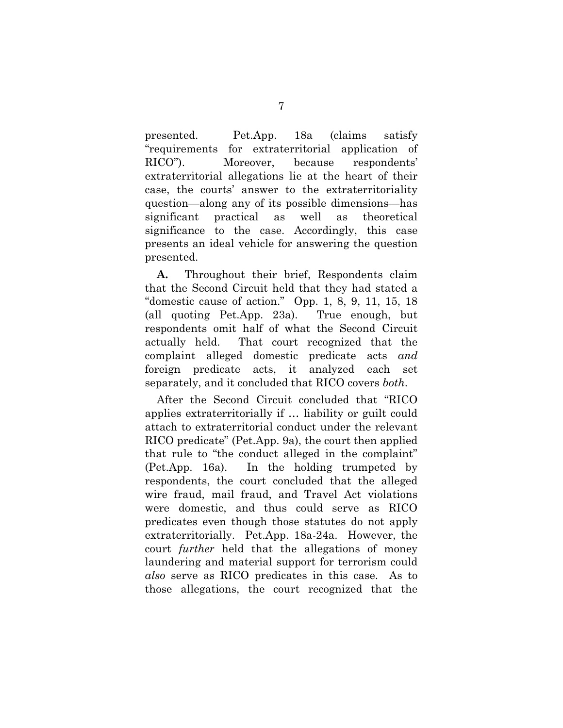presented. Pet.App. 18a (claims satisfy "requirements for extraterritorial application of RICO"). Moreover, because respondents' extraterritorial allegations lie at the heart of their case, the courts' answer to the extraterritoriality question—along any of its possible dimensions—has significant practical as well as theoretical significance to the case. Accordingly, this case presents an ideal vehicle for answering the question presented.

**A.** Throughout their brief, Respondents claim that the Second Circuit held that they had stated a "domestic cause of action." Opp. 1, 8, 9, 11, 15, 18 (all quoting Pet.App. 23a). True enough, but respondents omit half of what the Second Circuit actually held. That court recognized that the complaint alleged domestic predicate acts *and* foreign predicate acts, it analyzed each set separately, and it concluded that RICO covers *both*.

After the Second Circuit concluded that "RICO applies extraterritorially if … liability or guilt could attach to extraterritorial conduct under the relevant RICO predicate" (Pet.App. 9a), the court then applied that rule to "the conduct alleged in the complaint" (Pet.App. 16a). In the holding trumpeted by respondents, the court concluded that the alleged wire fraud, mail fraud, and Travel Act violations were domestic, and thus could serve as RICO predicates even though those statutes do not apply extraterritorially. Pet.App. 18a-24a. However, the court *further* held that the allegations of money laundering and material support for terrorism could *also* serve as RICO predicates in this case. As to those allegations, the court recognized that the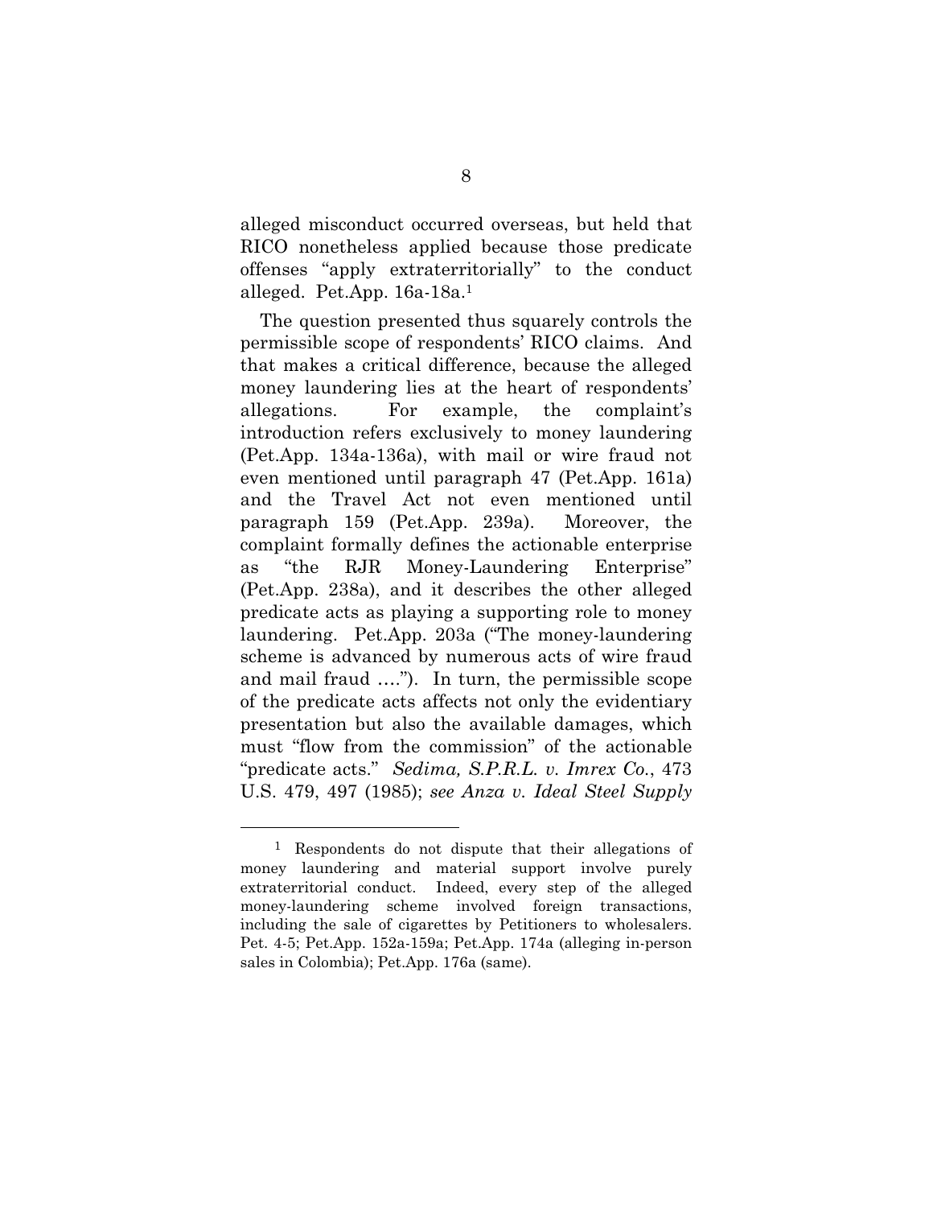alleged misconduct occurred overseas, but held that RICO nonetheless applied because those predicate offenses "apply extraterritorially" to the conduct alleged. Pet.App. 16a-18a.[1]

The question presented thus squarely controls the permissible scope of respondents' RICO claims. And that makes a critical difference, because the alleged money laundering lies at the heart of respondents' allegations. For example, the complaint's introduction refers exclusively to money laundering (Pet.App. 134a-136a), with mail or wire fraud not even mentioned until paragraph 47 (Pet.App. 161a) and the Travel Act not even mentioned until paragraph 159 (Pet.App. 239a). Moreover, the complaint formally defines the actionable enterprise as "the RJR Money-Laundering Enterprise" (Pet.App. 238a), and it describes the other alleged predicate acts as playing a supporting role to money laundering. Pet.App. 203a ("The money-laundering scheme is advanced by numerous acts of wire fraud and mail fraud …."). In turn, the permissible scope of the predicate acts affects not only the evidentiary presentation but also the available damages, which must "flow from the commission" of the actionable "predicate acts." *Sedima, S.P.R.L. v. Imrex Co.*, 473 U.S. 479, 497 (1985); *see Anza v. Ideal Steel Supply*

---

[1] Respondents do not dispute that their allegations of money laundering and material support involve purely extraterritorial conduct. Indeed, every step of the alleged money-laundering scheme involved foreign transactions, including the sale of cigarettes by Petitioners to wholesalers. Pet. 4-5; Pet.App. 152a-159a; Pet.App. 174a (alleging in-person sales in Colombia); Pet.App. 176a (same).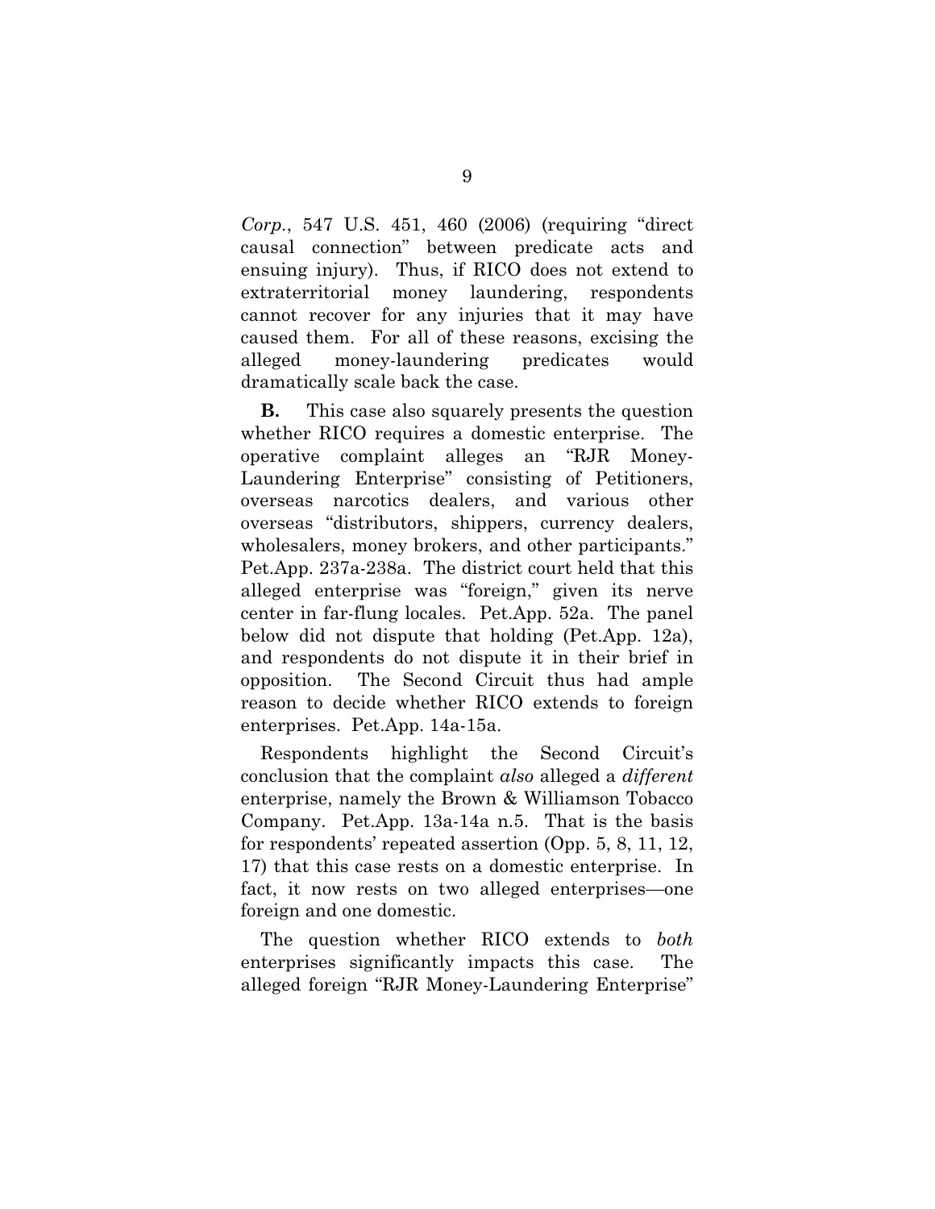*Corp.*, 547 U.S. 451, 460 (2006) (requiring "direct causal connection" between predicate acts and ensuing injury). Thus, if RICO does not extend to extraterritorial money laundering, respondents cannot recover for any injuries that it may have caused them. For all of these reasons, excising the alleged money-laundering predicates would dramatically scale back the case.

**B.** This case also squarely presents the question whether RICO requires a domestic enterprise. The operative complaint alleges an "RJR Money-Laundering Enterprise" consisting of Petitioners, overseas narcotics dealers, and various other overseas "distributors, shippers, currency dealers, wholesalers, money brokers, and other participants." Pet.App. 237a-238a. The district court held that this alleged enterprise was "foreign," given its nerve center in far-flung locales. Pet.App. 52a. The panel below did not dispute that holding (Pet.App. 12a), and respondents do not dispute it in their brief in opposition. The Second Circuit thus had ample reason to decide whether RICO extends to foreign enterprises. Pet.App. 14a-15a.

Respondents highlight the Second Circuit's conclusion that the complaint *also* alleged a *different* enterprise, namely the Brown & Williamson Tobacco Company. Pet.App. 13a-14a n.5. That is the basis for respondents' repeated assertion (Opp. 5, 8, 11, 12, 17) that this case rests on a domestic enterprise. In fact, it now rests on two alleged enterprises—one foreign and one domestic.

The question whether RICO extends to *both* enterprises significantly impacts this case. The alleged foreign "RJR Money-Laundering Enterprise"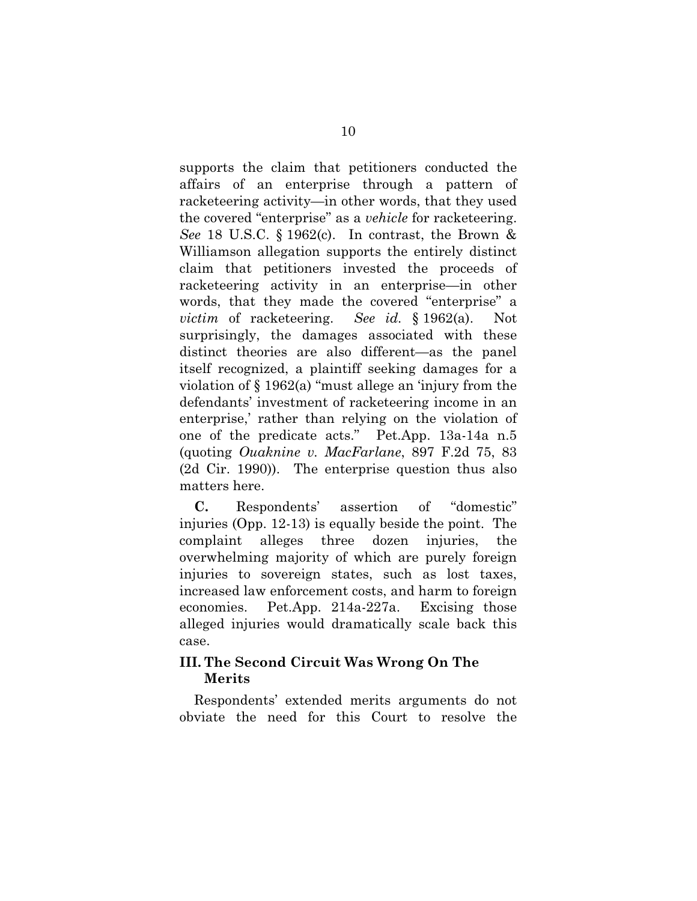supports the claim that petitioners conducted the affairs of an enterprise through a pattern of racketeering activity—in other words, that they used the covered "enterprise" as a *vehicle* for racketeering. *See* 18 U.S.C. § 1962(c). In contrast, the Brown & Williamson allegation supports the entirely distinct claim that petitioners invested the proceeds of racketeering activity in an enterprise—in other words, that they made the covered "enterprise" a *victim* of racketeering. *See id.* § 1962(a). Not surprisingly, the damages associated with these distinct theories are also different—as the panel itself recognized, a plaintiff seeking damages for a violation of § 1962(a) "must allege an 'injury from the defendants' investment of racketeering income in an enterprise,' rather than relying on the violation of one of the predicate acts." Pet.App. 13a-14a n.5 (quoting *Ouaknine v. MacFarlane*, 897 F.2d 75, 83 (2d Cir. 1990)). The enterprise question thus also matters here.

**C.** Respondents' assertion of "domestic" injuries (Opp. 12-13) is equally beside the point. The complaint alleges three dozen injuries, the overwhelming majority of which are purely foreign injuries to sovereign states, such as lost taxes, increased law enforcement costs, and harm to foreign economies. Pet.App. 214a-227a. Excising those alleged injuries would dramatically scale back this case.

## III. The Second Circuit Was Wrong On The Merits

Respondents' extended merits arguments do not obviate the need for this Court to resolve the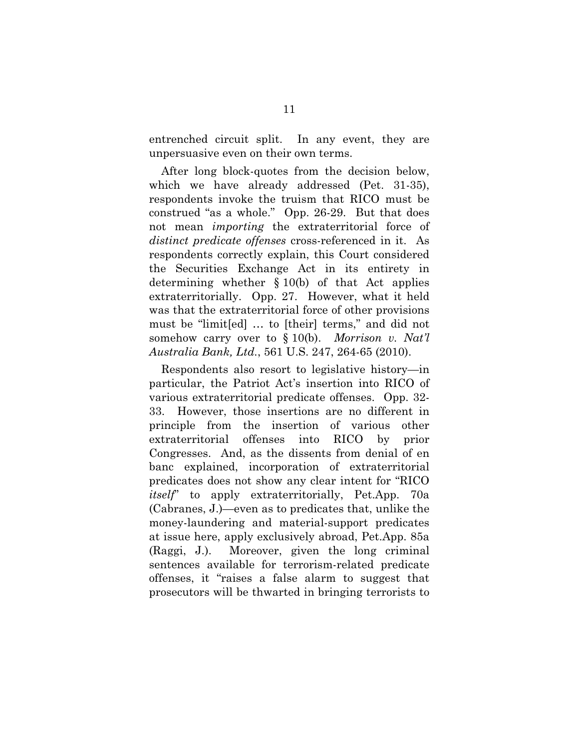entrenched circuit split. In any event, they are unpersuasive even on their own terms.

After long block-quotes from the decision below, which we have already addressed (Pet. 31-35), respondents invoke the truism that RICO must be construed "as a whole." Opp. 26-29. But that does not mean *importing* the extraterritorial force of *distinct predicate offenses* cross-referenced in it. As respondents correctly explain, this Court considered the Securities Exchange Act in its entirety in determining whether § 10(b) of that Act applies extraterritorially. Opp. 27. However, what it held was that the extraterritorial force of other provisions must be "limit[ed] … to [their] terms," and did not somehow carry over to § 10(b). *Morrison v. Nat'l Australia Bank, Ltd.*, 561 U.S. 247, 264-65 (2010).

Respondents also resort to legislative history—in particular, the Patriot Act's insertion into RICO of various extraterritorial predicate offenses. Opp. 32-33. However, those insertions are no different in principle from the insertion of various other extraterritorial offenses into RICO by prior Congresses. And, as the dissents from denial of en banc explained, incorporation of extraterritorial predicates does not show any clear intent for "RICO *itself*" to apply extraterritorially, Pet.App. 70a (Cabranes, J.)—even as to predicates that, unlike the money-laundering and material-support predicates at issue here, apply exclusively abroad, Pet.App. 85a (Raggi, J.). Moreover, given the long criminal sentences available for terrorism-related predicate offenses, it "raises a false alarm to suggest that prosecutors will be thwarted in bringing terrorists to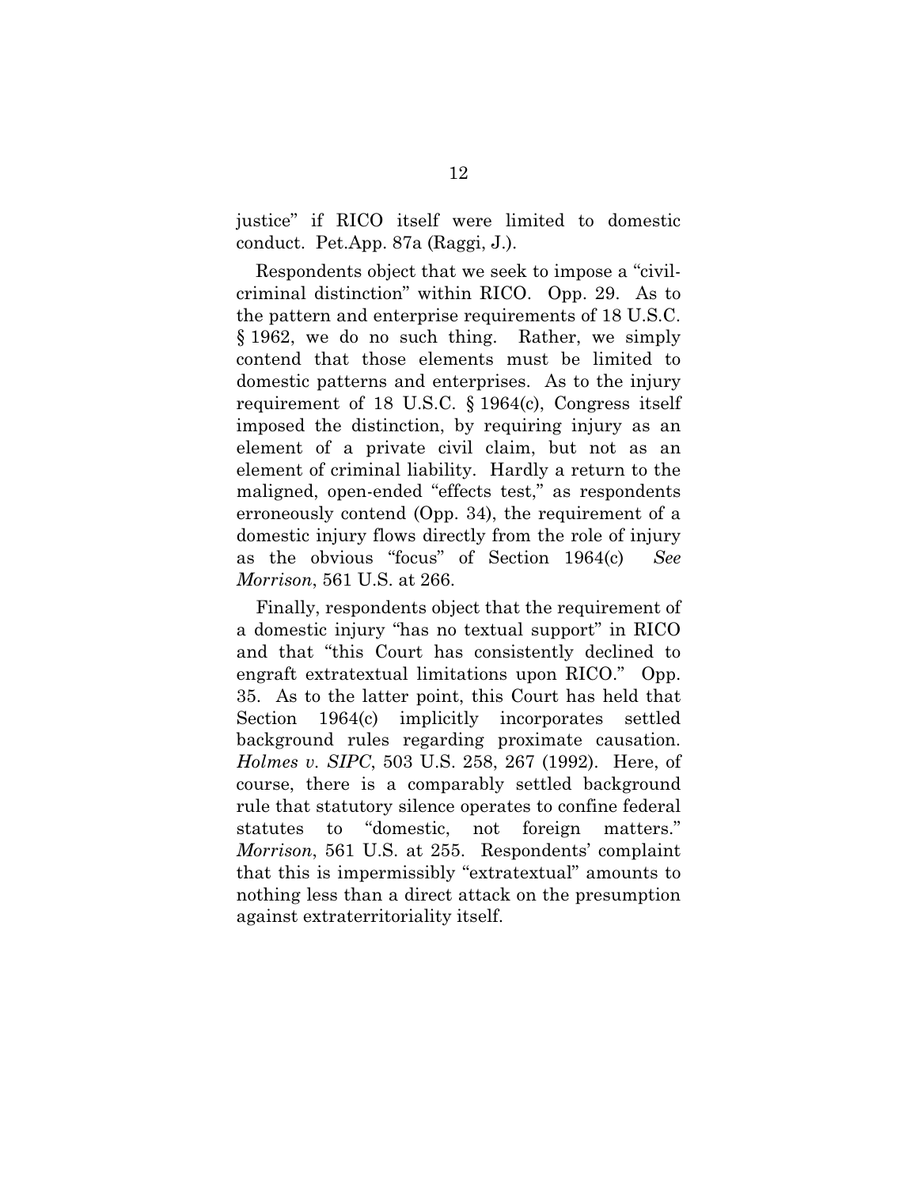justice" if RICO itself were limited to domestic conduct. Pet.App. 87a (Raggi, J.).

Respondents object that we seek to impose a "civil-criminal distinction" within RICO. Opp. 29. As to the pattern and enterprise requirements of 18 U.S.C. § 1962, we do no such thing. Rather, we simply contend that those elements must be limited to domestic patterns and enterprises. As to the injury requirement of 18 U.S.C. § 1964(c), Congress itself imposed the distinction, by requiring injury as an element of a private civil claim, but not as an element of criminal liability. Hardly a return to the maligned, open-ended "effects test," as respondents erroneously contend (Opp. 34), the requirement of a domestic injury flows directly from the role of injury as the obvious "focus" of Section 1964(c) *See Morrison*, 561 U.S. at 266.

Finally, respondents object that the requirement of a domestic injury "has no textual support" in RICO and that "this Court has consistently declined to engraft extratextual limitations upon RICO." Opp. 35. As to the latter point, this Court has held that Section 1964(c) implicitly incorporates settled background rules regarding proximate causation. *Holmes v. SIPC*, 503 U.S. 258, 267 (1992). Here, of course, there is a comparably settled background rule that statutory silence operates to confine federal statutes to "domestic, not foreign matters." *Morrison*, 561 U.S. at 255. Respondents' complaint that this is impermissibly "extratextual" amounts to nothing less than a direct attack on the presumption against extraterritoriality itself.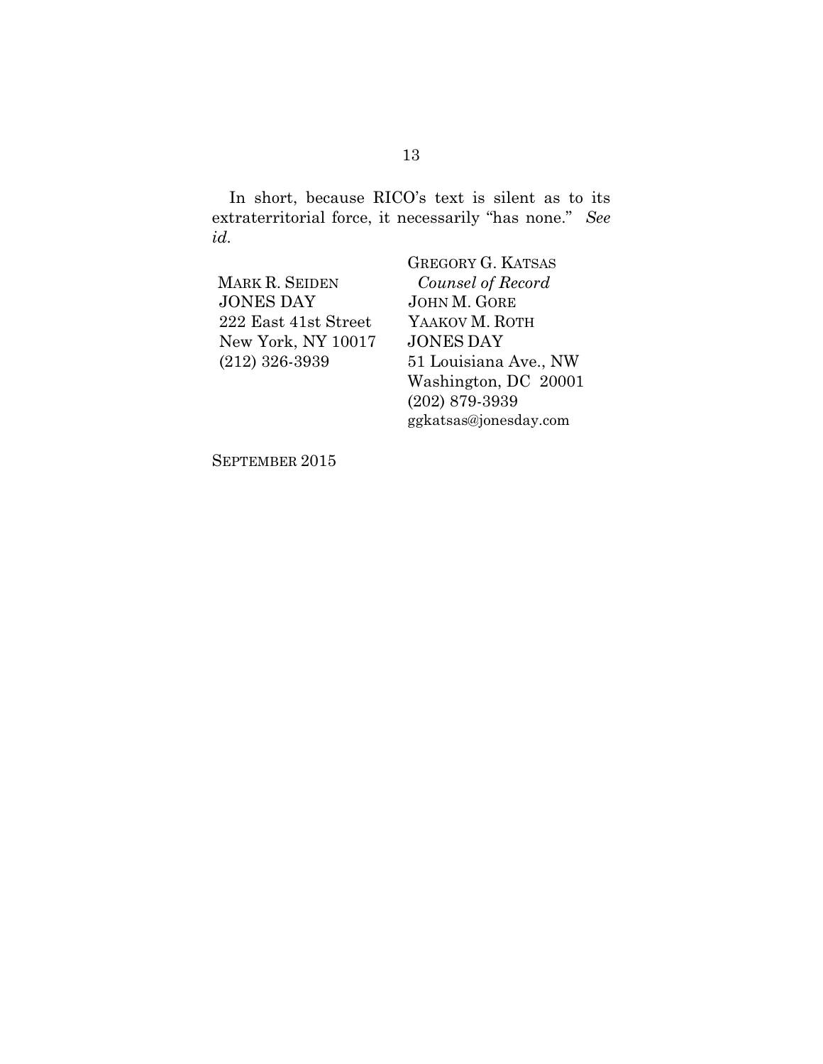In short, because RICO's text is silent as to its extraterritorial force, it necessarily "has none." *See id.*

MARK R. SEIDEN
JONES DAY
222 East 41st Street
New York, NY 10017
(212) 326-3939

GREGORY G. KATSAS
*Counsel of Record*
JOHN M. GORE
YAAKOV M. ROTH
JONES DAY
51 Louisiana Ave., NW
Washington, DC 20001
(202) 879-3939
ggkatsas@jonesday.com

SEPTEMBER 2015